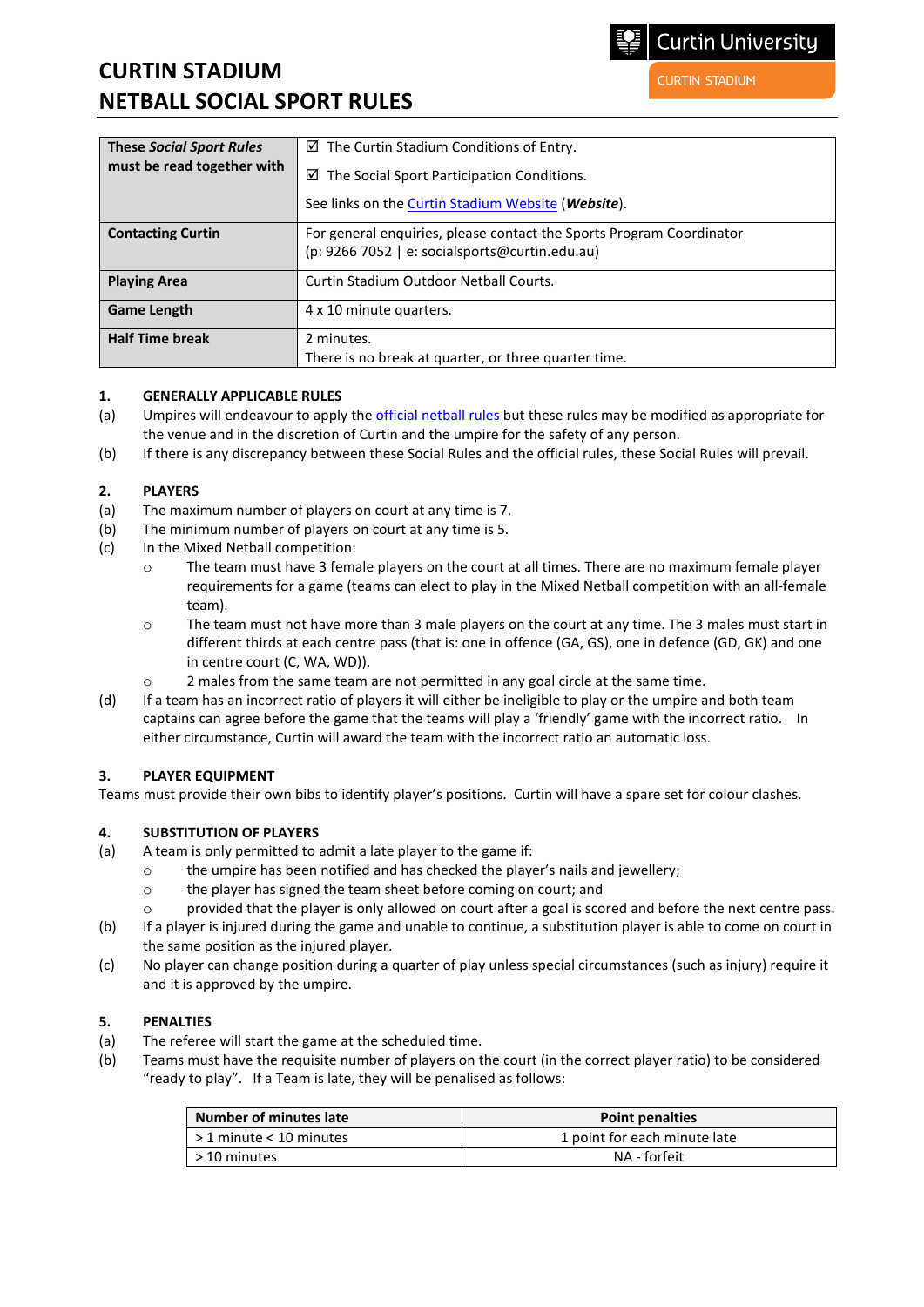# CURTIN STADIUM
# NETBALL SOCIAL SPORT RULES

Curtin University
CURTIN STADIUM

| **These *Social Sport Rules* must be read together with** | ☑ The Curtin Stadium Conditions of Entry.<br>☑ The Social Sport Participation Conditions.<br>See links on the Curtin Stadium Website (***Website***). |
|---|---|
| **Contacting Curtin** | For general enquiries, please contact the Sports Program Coordinator (p: 9266 7052 \| e: socialsports@curtin.edu.au) |
| **Playing Area** | Curtin Stadium Outdoor Netball Courts. |
| **Game Length** | 4 x 10 minute quarters. |
| **Half Time break** | 2 minutes.<br>There is no break at quarter, or three quarter time. |

## 1. GENERALLY APPLICABLE RULES

(a) Umpires will endeavour to apply the official netball rules but these rules may be modified as appropriate for the venue and in the discretion of Curtin and the umpire for the safety of any person.

(b) If there is any discrepancy between these Social Rules and the official rules, these Social Rules will prevail.

## 2. PLAYERS

(a) The maximum number of players on court at any time is 7.

(b) The minimum number of players on court at any time is 5.

(c) In the Mixed Netball competition:

- The team must have 3 female players on the court at all times. There are no maximum female player requirements for a game (teams can elect to play in the Mixed Netball competition with an all-female team).
- The team must not have more than 3 male players on the court at any time. The 3 males must start in different thirds at each centre pass (that is: one in offence (GA, GS), one in defence (GD, GK) and one in centre court (C, WA, WD)).
- 2 males from the same team are not permitted in any goal circle at the same time.

(d) If a team has an incorrect ratio of players it will either be ineligible to play or the umpire and both team captains can agree before the game that the teams will play a 'friendly' game with the incorrect ratio. In either circumstance, Curtin will award the team with the incorrect ratio an automatic loss.

## 3. PLAYER EQUIPMENT

Teams must provide their own bibs to identify player's positions. Curtin will have a spare set for colour clashes.

## 4. SUBSTITUTION OF PLAYERS

(a) A team is only permitted to admit a late player to the game if:

- the umpire has been notified and has checked the player's nails and jewellery;
- the player has signed the team sheet before coming on court; and
- provided that the player is only allowed on court after a goal is scored and before the next centre pass.

(b) If a player is injured during the game and unable to continue, a substitution player is able to come on court in the same position as the injured player.

(c) No player can change position during a quarter of play unless special circumstances (such as injury) require it and it is approved by the umpire.

## 5. PENALTIES

(a) The referee will start the game at the scheduled time.

(b) Teams must have the requisite number of players on the court (in the correct player ratio) to be considered "ready to play". If a Team is late, they will be penalised as follows:

| Number of minutes late | Point penalties |
|---|---|
| > 1 minute < 10 minutes | 1 point for each minute late |
| > 10 minutes | NA - forfeit |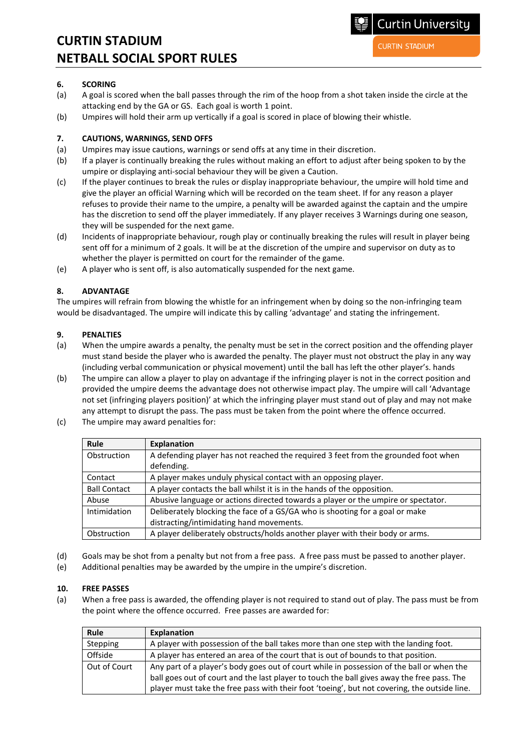## 6. SCORING

(a) A goal is scored when the ball passes through the rim of the hoop from a shot taken inside the circle at the attacking end by the GA or GS. Each goal is worth 1 point.

(b) Umpires will hold their arm up vertically if a goal is scored in place of blowing their whistle.

## 7. CAUTIONS, WARNINGS, SEND OFFS

(a) Umpires may issue cautions, warnings or send offs at any time in their discretion.

(b) If a player is continually breaking the rules without making an effort to adjust after being spoken to by the umpire or displaying anti-social behaviour they will be given a Caution.

(c) If the player continues to break the rules or display inappropriate behaviour, the umpire will hold time and give the player an official Warning which will be recorded on the team sheet. If for any reason a player refuses to provide their name to the umpire, a penalty will be awarded against the captain and the umpire has the discretion to send off the player immediately. If any player receives 3 Warnings during one season, they will be suspended for the next game.

(d) Incidents of inappropriate behaviour, rough play or continually breaking the rules will result in player being sent off for a minimum of 2 goals. It will be at the discretion of the umpire and supervisor on duty as to whether the player is permitted on court for the remainder of the game.

(e) A player who is sent off, is also automatically suspended for the next game.

## 8. ADVANTAGE

The umpires will refrain from blowing the whistle for an infringement when by doing so the non-infringing team would be disadvantaged. The umpire will indicate this by calling 'advantage' and stating the infringement.

## 9. PENALTIES

(a) When the umpire awards a penalty, the penalty must be set in the correct position and the offending player must stand beside the player who is awarded the penalty. The player must not obstruct the play in any way (including verbal communication or physical movement) until the ball has left the other player's. hands

(b) The umpire can allow a player to play on advantage if the infringing player is not in the correct position and provided the umpire deems the advantage does not otherwise impact play. The umpire will call 'Advantage not set (infringing players position)' at which the infringing player must stand out of play and may not make any attempt to disrupt the pass. The pass must be taken from the point where the offence occurred.

(c) The umpire may award penalties for:

| Rule | Explanation |
|---|---|
| Obstruction | A defending player has not reached the required 3 feet from the grounded foot when defending. |
| Contact | A player makes unduly physical contact with an opposing player. |
| Ball Contact | A player contacts the ball whilst it is in the hands of the opposition. |
| Abuse | Abusive language or actions directed towards a player or the umpire or spectator. |
| Intimidation | Deliberately blocking the face of a GS/GA who is shooting for a goal or make distracting/intimidating hand movements. |
| Obstruction | A player deliberately obstructs/holds another player with their body or arms. |

(d) Goals may be shot from a penalty but not from a free pass. A free pass must be passed to another player.

(e) Additional penalties may be awarded by the umpire in the umpire's discretion.

## 10. FREE PASSES

(a) When a free pass is awarded, the offending player is not required to stand out of play. The pass must be from the point where the offence occurred. Free passes are awarded for:

| Rule | Explanation |
|---|---|
| Stepping | A player with possession of the ball takes more than one step with the landing foot. |
| Offside | A player has entered an area of the court that is out of bounds to that position. |
| Out of Court | Any part of a player's body goes out of court while in possession of the ball or when the ball goes out of court and the last player to touch the ball gives away the free pass. The player must take the free pass with their foot 'toeing', but not covering, the outside line. |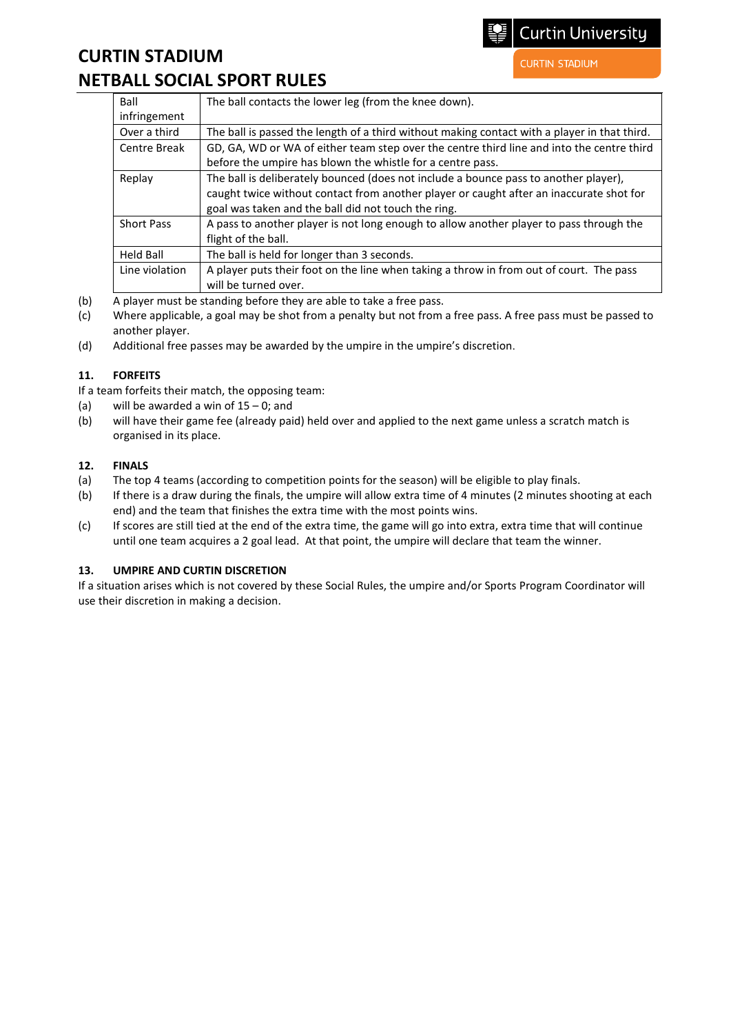# CURTIN STADIUM

# NETBALL SOCIAL SPORT RULES

| | |
|---|---|
| Ball infringement | The ball contacts the lower leg (from the knee down). |
| Over a third | The ball is passed the length of a third without making contact with a player in that third. |
| Centre Break | GD, GA, WD or WA of either team step over the centre third line and into the centre third before the umpire has blown the whistle for a centre pass. |
| Replay | The ball is deliberately bounced (does not include a bounce pass to another player), caught twice without contact from another player or caught after an inaccurate shot for goal was taken and the ball did not touch the ring. |
| Short Pass | A pass to another player is not long enough to allow another player to pass through the flight of the ball. |
| Held Ball | The ball is held for longer than 3 seconds. |
| Line violation | A player puts their foot on the line when taking a throw in from out of court. The pass will be turned over. |

(b) A player must be standing before they are able to take a free pass.

(c) Where applicable, a goal may be shot from a penalty but not from a free pass. A free pass must be passed to another player.

(d) Additional free passes may be awarded by the umpire in the umpire's discretion.

## 11. FORFEITS

If a team forfeits their match, the opposing team:

(a) will be awarded a win of 15 – 0; and

(b) will have their game fee (already paid) held over and applied to the next game unless a scratch match is organised in its place.

## 12. FINALS

(a) The top 4 teams (according to competition points for the season) will be eligible to play finals.

(b) If there is a draw during the finals, the umpire will allow extra time of 4 minutes (2 minutes shooting at each end) and the team that finishes the extra time with the most points wins.

(c) If scores are still tied at the end of the extra time, the game will go into extra, extra time that will continue until one team acquires a 2 goal lead. At that point, the umpire will declare that team the winner.

## 13. UMPIRE AND CURTIN DISCRETION

If a situation arises which is not covered by these Social Rules, the umpire and/or Sports Program Coordinator will use their discretion in making a decision.